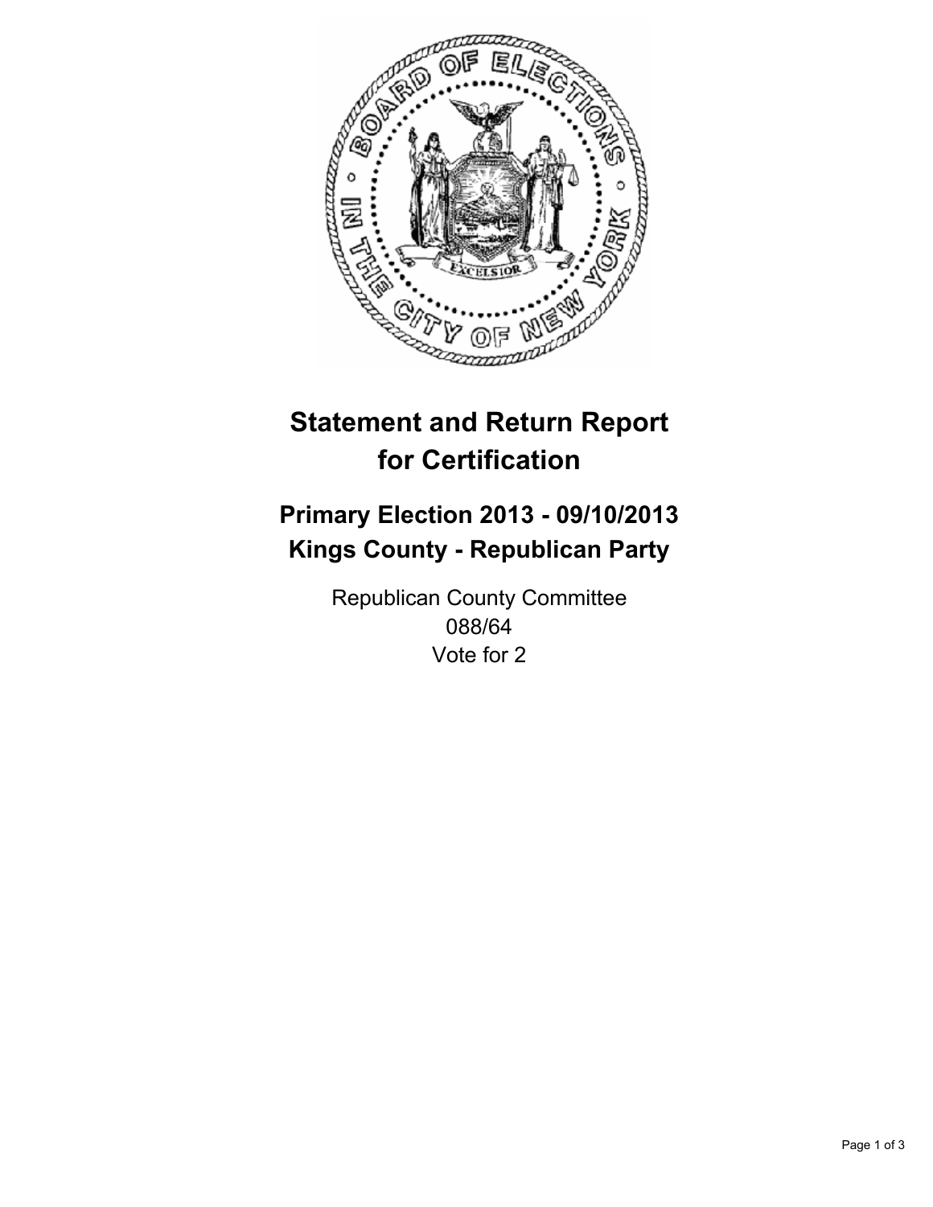# Statement and Return Report for Certification

## Primary Election 2013 - 09/10/2013
## Kings County - Republican Party

Republican County Committee
088/64
Vote for 2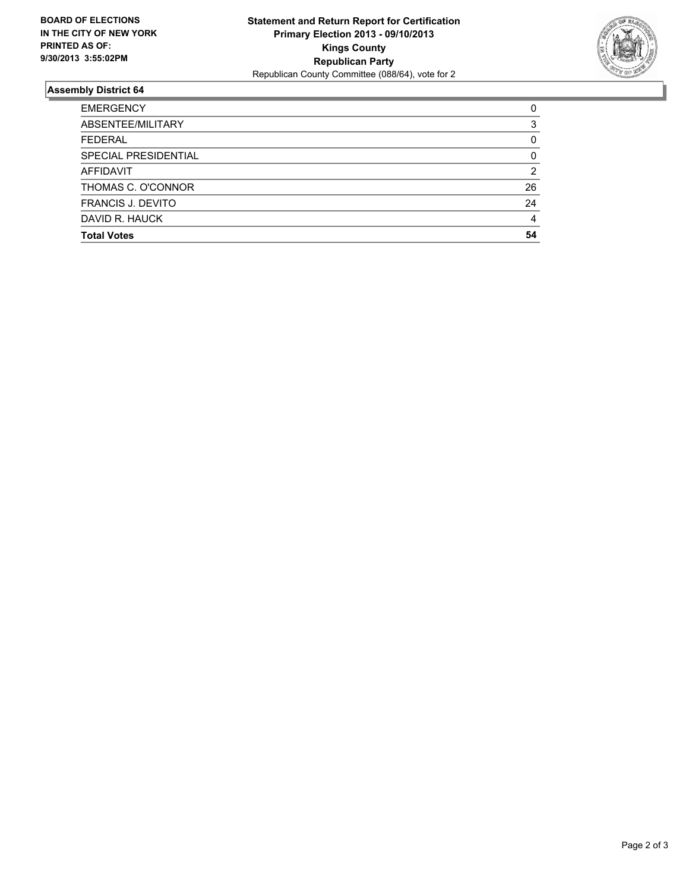**BOARD OF ELECTIONS IN THE CITY OF NEW YORK PRINTED AS OF: 9/30/2013 3:55:02PM**

**Statement and Return Report for Certification**
**Primary Election 2013 - 09/10/2013**
**Kings County**
**Republican Party**
Republican County Committee (088/64), vote for 2

### Assembly District 64

| | |
|---|---|
| EMERGENCY | 0 |
| ABSENTEE/MILITARY | 3 |
| FEDERAL | 0 |
| SPECIAL PRESIDENTIAL | 0 |
| AFFIDAVIT | 2 |
| THOMAS C. O'CONNOR | 26 |
| FRANCIS J. DEVITO | 24 |
| DAVID R. HAUCK | 4 |
| **Total Votes** | **54** |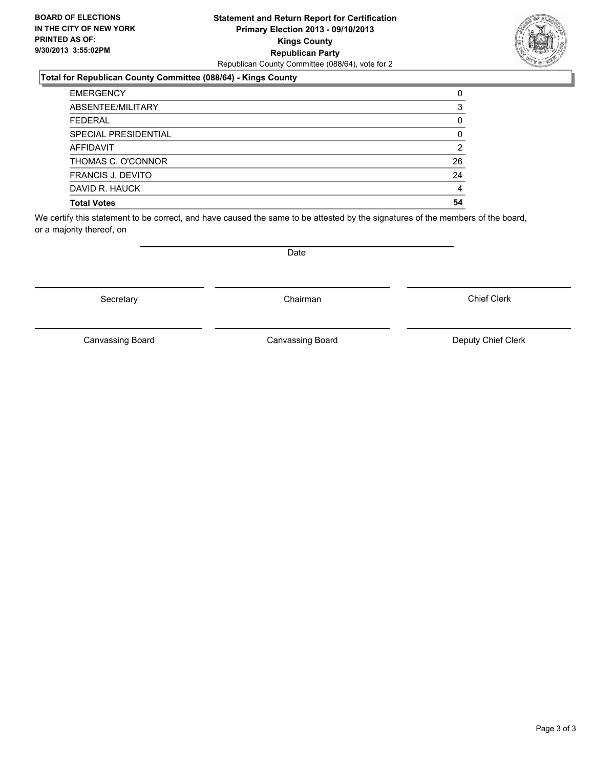**BOARD OF ELECTIONS**
**IN THE CITY OF NEW YORK**
**PRINTED AS OF:**
**9/30/2013 3:55:02PM**

**Statement and Return Report for Certification**
**Primary Election 2013 - 09/10/2013**
**Kings County**
**Republican Party**
Republican County Committee (088/64), vote for 2

### Total for Republican County Committee (088/64) - Kings County

| | |
|---|---|
| EMERGENCY | 0 |
| ABSENTEE/MILITARY | 3 |
| FEDERAL | 0 |
| SPECIAL PRESIDENTIAL | 0 |
| AFFIDAVIT | 2 |
| THOMAS C. O'CONNOR | 26 |
| FRANCIS J. DEVITO | 24 |
| DAVID R. HAUCK | 4 |
| **Total Votes** | **54** |

We certify this statement to be correct, and have caused the same to be attested by the signatures of the members of the board, or a majority thereof, on

Date

Secretary

Chairman

Chief Clerk

Canvassing Board

Canvassing Board

Deputy Chief Clerk